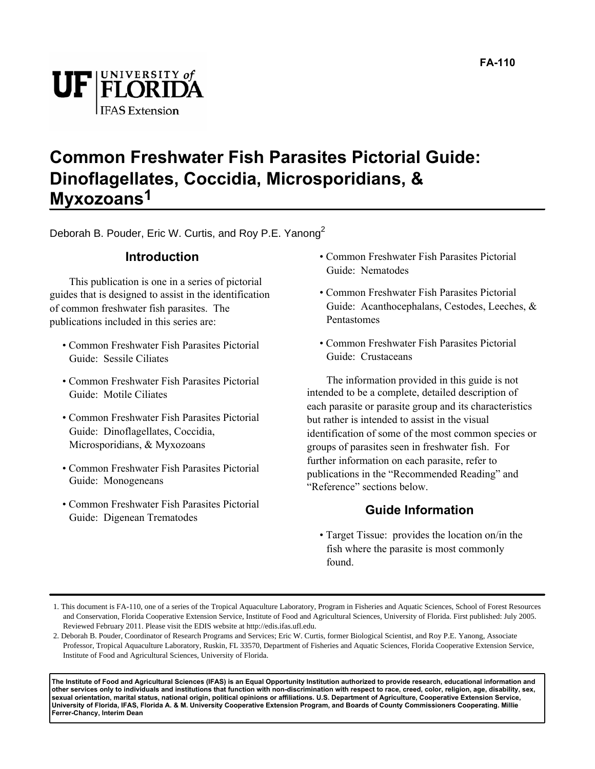FA-110

# Common Freshwater Fish Parasites Pictorial Guide: Dinoflagellates, Coccidia, Microsporidians, & Myxozoans[1]

Deborah B. Pouder, Eric W. Curtis, and Roy P.E. Yanong[2]

## Introduction

This publication is one in a series of pictorial guides that is designed to assist in the identification of common freshwater fish parasites. The publications included in this series are:

- Common Freshwater Fish Parasites Pictorial Guide: Sessile Ciliates
- Common Freshwater Fish Parasites Pictorial Guide: Motile Ciliates
- Common Freshwater Fish Parasites Pictorial Guide: Dinoflagellates, Coccidia, Microsporidians, & Myxozoans
- Common Freshwater Fish Parasites Pictorial Guide: Monogeneans
- Common Freshwater Fish Parasites Pictorial Guide: Digenean Trematodes
- Common Freshwater Fish Parasites Pictorial Guide: Nematodes
- Common Freshwater Fish Parasites Pictorial Guide: Acanthocephalans, Cestodes, Leeches, & Pentastomes
- Common Freshwater Fish Parasites Pictorial Guide: Crustaceans

The information provided in this guide is not intended to be a complete, detailed description of each parasite or parasite group and its characteristics but rather is intended to assist in the visual identification of some of the most common species or groups of parasites seen in freshwater fish. For further information on each parasite, refer to publications in the "Recommended Reading" and "Reference" sections below.

## Guide Information

- Target Tissue: provides the location on/in the fish where the parasite is most commonly found.

---

1. This document is FA-110, one of a series of the Tropical Aquaculture Laboratory, Program in Fisheries and Aquatic Sciences, School of Forest Resources and Conservation, Florida Cooperative Extension Service, Institute of Food and Agricultural Sciences, University of Florida. First published: July 2005. Reviewed February 2011. Please visit the EDIS website at http://edis.ifas.ufl.edu.
2. Deborah B. Pouder, Coordinator of Research Programs and Services; Eric W. Curtis, former Biological Scientist, and Roy P.E. Yanong, Associate Professor, Tropical Aquaculture Laboratory, Ruskin, FL 33570, Department of Fisheries and Aquatic Sciences, Florida Cooperative Extension Service, Institute of Food and Agricultural Sciences, University of Florida.

**The Institute of Food and Agricultural Sciences (IFAS) is an Equal Opportunity Institution authorized to provide research, educational information and other services only to individuals and institutions that function with non-discrimination with respect to race, creed, color, religion, age, disability, sex, sexual orientation, marital status, national origin, political opinions or affiliations. U.S. Department of Agriculture, Cooperative Extension Service, University of Florida, IFAS, Florida A. & M. University Cooperative Extension Program, and Boards of County Commissioners Cooperating. Millie Ferrer-Chancy, Interim Dean**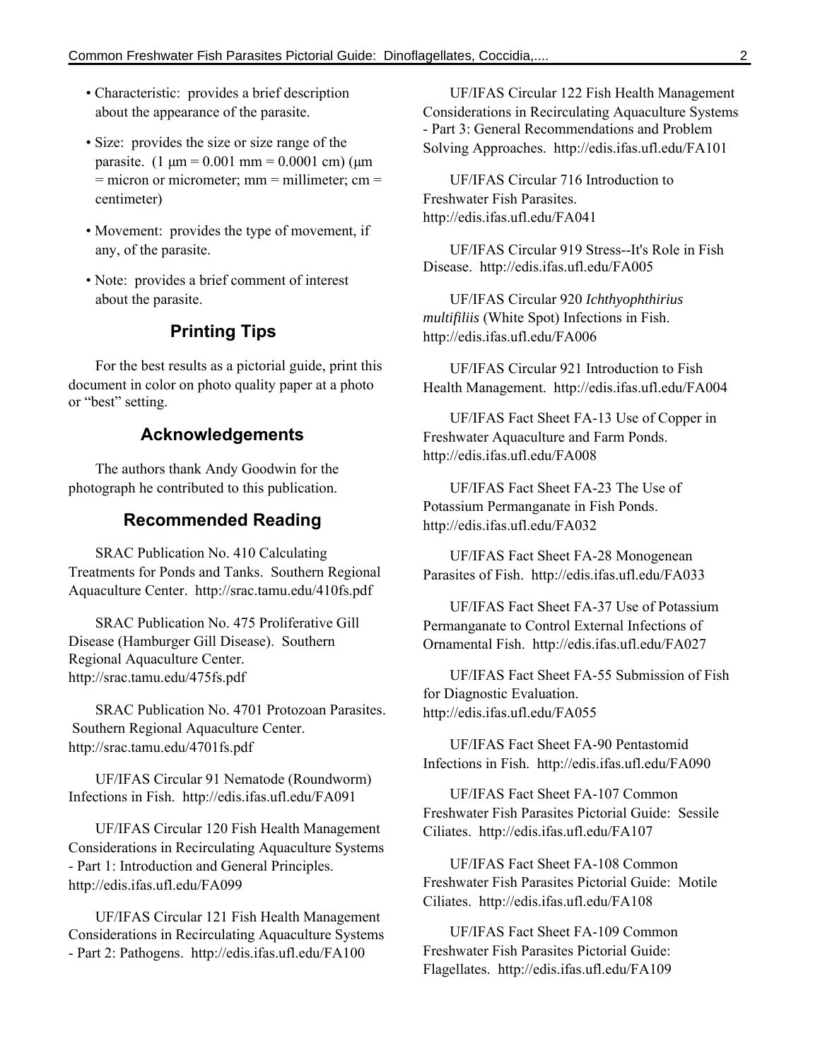- Characteristic: provides a brief description about the appearance of the parasite.
- Size: provides the size or size range of the parasite. (1 µm = 0.001 mm = 0.0001 cm) (µm = micron or micrometer; mm = millimeter; cm = centimeter)
- Movement: provides the type of movement, if any, of the parasite.
- Note: provides a brief comment of interest about the parasite.

## Printing Tips

For the best results as a pictorial guide, print this document in color on photo quality paper at a photo or "best" setting.

## Acknowledgements

The authors thank Andy Goodwin for the photograph he contributed to this publication.

## Recommended Reading

SRAC Publication No. 410 Calculating Treatments for Ponds and Tanks. Southern Regional Aquaculture Center. http://srac.tamu.edu/410fs.pdf

SRAC Publication No. 475 Proliferative Gill Disease (Hamburger Gill Disease). Southern Regional Aquaculture Center. http://srac.tamu.edu/475fs.pdf

SRAC Publication No. 4701 Protozoan Parasites. Southern Regional Aquaculture Center. http://srac.tamu.edu/4701fs.pdf

UF/IFAS Circular 91 Nematode (Roundworm) Infections in Fish. http://edis.ifas.ufl.edu/FA091

UF/IFAS Circular 120 Fish Health Management Considerations in Recirculating Aquaculture Systems - Part 1: Introduction and General Principles. http://edis.ifas.ufl.edu/FA099

UF/IFAS Circular 121 Fish Health Management Considerations in Recirculating Aquaculture Systems - Part 2: Pathogens. http://edis.ifas.ufl.edu/FA100

UF/IFAS Circular 122 Fish Health Management Considerations in Recirculating Aquaculture Systems - Part 3: General Recommendations and Problem Solving Approaches. http://edis.ifas.ufl.edu/FA101

UF/IFAS Circular 716 Introduction to Freshwater Fish Parasites. http://edis.ifas.ufl.edu/FA041

UF/IFAS Circular 919 Stress--It's Role in Fish Disease. http://edis.ifas.ufl.edu/FA005

UF/IFAS Circular 920 *Ichthyophthirius multifiliis* (White Spot) Infections in Fish. http://edis.ifas.ufl.edu/FA006

UF/IFAS Circular 921 Introduction to Fish Health Management. http://edis.ifas.ufl.edu/FA004

UF/IFAS Fact Sheet FA-13 Use of Copper in Freshwater Aquaculture and Farm Ponds. http://edis.ifas.ufl.edu/FA008

UF/IFAS Fact Sheet FA-23 The Use of Potassium Permanganate in Fish Ponds. http://edis.ifas.ufl.edu/FA032

UF/IFAS Fact Sheet FA-28 Monogenean Parasites of Fish. http://edis.ifas.ufl.edu/FA033

UF/IFAS Fact Sheet FA-37 Use of Potassium Permanganate to Control External Infections of Ornamental Fish. http://edis.ifas.ufl.edu/FA027

UF/IFAS Fact Sheet FA-55 Submission of Fish for Diagnostic Evaluation. http://edis.ifas.ufl.edu/FA055

UF/IFAS Fact Sheet FA-90 Pentastomid Infections in Fish. http://edis.ifas.ufl.edu/FA090

UF/IFAS Fact Sheet FA-107 Common Freshwater Fish Parasites Pictorial Guide: Sessile Ciliates. http://edis.ifas.ufl.edu/FA107

UF/IFAS Fact Sheet FA-108 Common Freshwater Fish Parasites Pictorial Guide: Motile Ciliates. http://edis.ifas.ufl.edu/FA108

UF/IFAS Fact Sheet FA-109 Common Freshwater Fish Parasites Pictorial Guide: Flagellates. http://edis.ifas.ufl.edu/FA109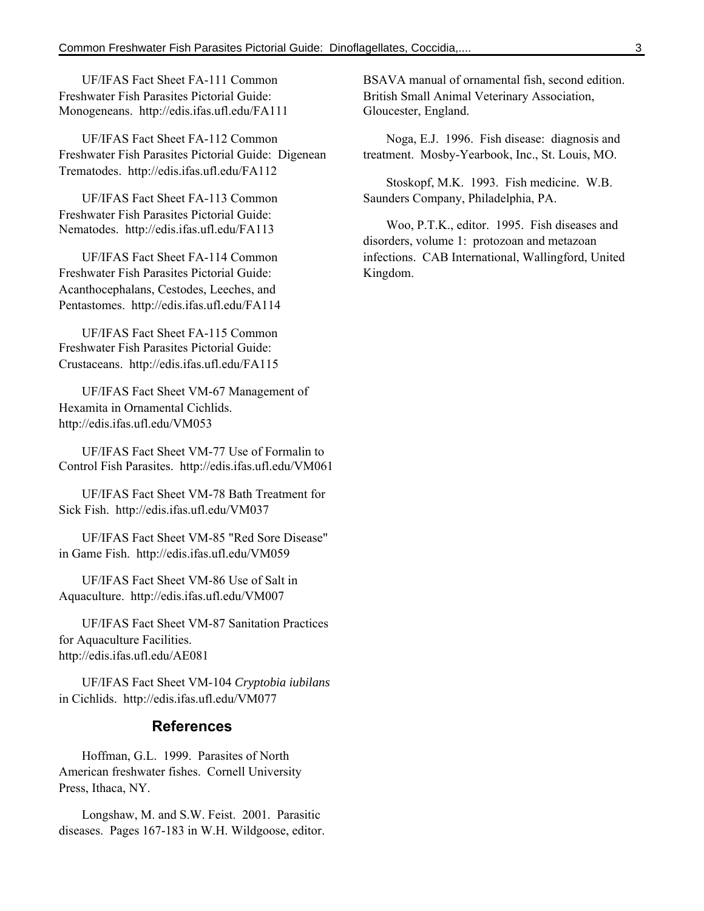UF/IFAS Fact Sheet FA-111 Common Freshwater Fish Parasites Pictorial Guide: Monogeneans. http://edis.ifas.ufl.edu/FA111

UF/IFAS Fact Sheet FA-112 Common Freshwater Fish Parasites Pictorial Guide: Digenean Trematodes. http://edis.ifas.ufl.edu/FA112

UF/IFAS Fact Sheet FA-113 Common Freshwater Fish Parasites Pictorial Guide: Nematodes. http://edis.ifas.ufl.edu/FA113

UF/IFAS Fact Sheet FA-114 Common Freshwater Fish Parasites Pictorial Guide: Acanthocephalans, Cestodes, Leeches, and Pentastomes. http://edis.ifas.ufl.edu/FA114

UF/IFAS Fact Sheet FA-115 Common Freshwater Fish Parasites Pictorial Guide: Crustaceans. http://edis.ifas.ufl.edu/FA115

UF/IFAS Fact Sheet VM-67 Management of Hexamita in Ornamental Cichlids. http://edis.ifas.ufl.edu/VM053

UF/IFAS Fact Sheet VM-77 Use of Formalin to Control Fish Parasites. http://edis.ifas.ufl.edu/VM061

UF/IFAS Fact Sheet VM-78 Bath Treatment for Sick Fish. http://edis.ifas.ufl.edu/VM037

UF/IFAS Fact Sheet VM-85 "Red Sore Disease" in Game Fish. http://edis.ifas.ufl.edu/VM059

UF/IFAS Fact Sheet VM-86 Use of Salt in Aquaculture. http://edis.ifas.ufl.edu/VM007

UF/IFAS Fact Sheet VM-87 Sanitation Practices for Aquaculture Facilities. http://edis.ifas.ufl.edu/AE081

UF/IFAS Fact Sheet VM-104 *Cryptobia iubilans* in Cichlids. http://edis.ifas.ufl.edu/VM077

## References

Hoffman, G.L. 1999. Parasites of North American freshwater fishes. Cornell University Press, Ithaca, NY.

Longshaw, M. and S.W. Feist. 2001. Parasitic diseases. Pages 167-183 in W.H. Wildgoose, editor. BSAVA manual of ornamental fish, second edition. British Small Animal Veterinary Association, Gloucester, England.

Noga, E.J. 1996. Fish disease: diagnosis and treatment. Mosby-Yearbook, Inc., St. Louis, MO.

Stoskopf, M.K. 1993. Fish medicine. W.B. Saunders Company, Philadelphia, PA.

Woo, P.T.K., editor. 1995. Fish diseases and disorders, volume 1: protozoan and metazoan infections. CAB International, Wallingford, United Kingdom.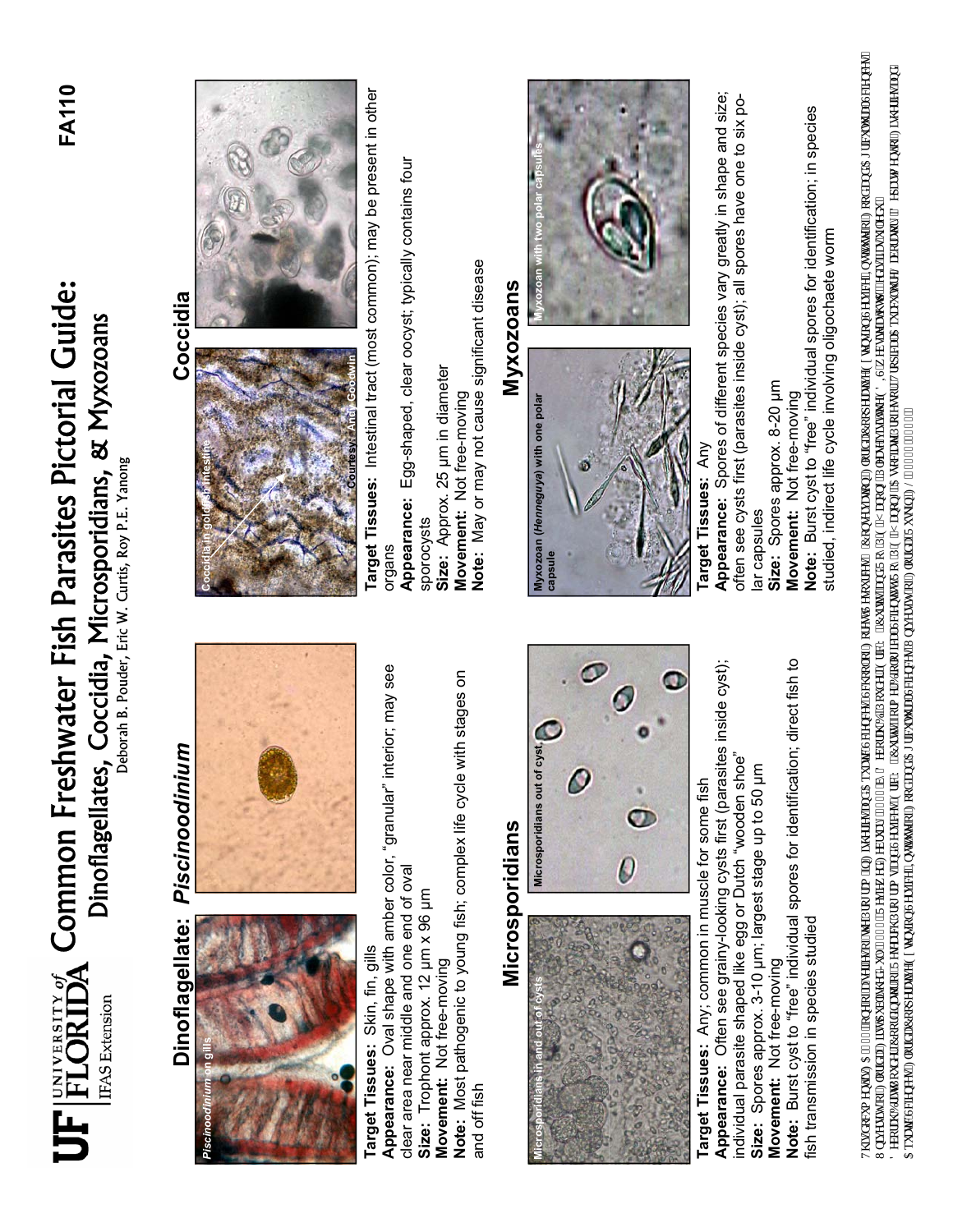FA110

# Common Freshwater Fish Parasites Pictorial Guide: Dinoflagellates, Coccidia, Microsporidians, & Myxozoans

Deborah B. Pouder, Eric W. Curtis, Roy P.E. Yanong

## Dinoflagellate: *Piscinoodinium*

*Piscinoodinium* on gills

**Target Tissues:** Skin, fin, gills

**Appearance:** Oval shape with amber color, "granular" interior; may see clear area near middle and one end of oval

**Size:** Trophont approx. 12 µm x 96 µm

**Movement:** Not free-moving

**Note:** Most pathogenic to young fish; complex life cycle with stages on and off fish

## Coccidia

Coccidia in goldfish intestine

Courtesy: Andy Goodwin

**Target Tissues:** Intestinal tract (most common); may be present in other organs

**Appearance:** Egg-shaped, clear oocyst; typically contains four sporocysts

**Size:** Approx. 25 µm in diameter

**Movement:** Not free-moving

**Note:** May or may not cause significant disease

## Microsporidians

Microsporidians in and out of cysts

Microsporidians out of cyst

**Target Tissues:** Any; common in muscle for some fish

**Appearance:** Often see grainy-looking cysts first (parasites inside cyst); individual parasite shaped like egg or Dutch "wooden shoe"

**Size:** Spores approx. 3-10 µm; largest stage up to 50 µm

**Movement:** Not free-moving

**Note:** Burst cyst to "free" individual spores for identification; direct fish to fish transmission in species studied

## Myxozoans

Myxozoan (*Henneguya*) with one polar capsule

Myxozoan with two polar capsules

**Target Tissues:** Any

**Appearance:** Spores of different species vary greatly in shape and size; often see cysts first (parasites inside cyst); all spores have one to six polar capsules

**Size:** Spores approx. 8-20 µm

**Movement:** Not free-moving

**Note:** Burst cyst to "free" individual spores for identification; in species studied, indirect life cycle involving oligochaete worm